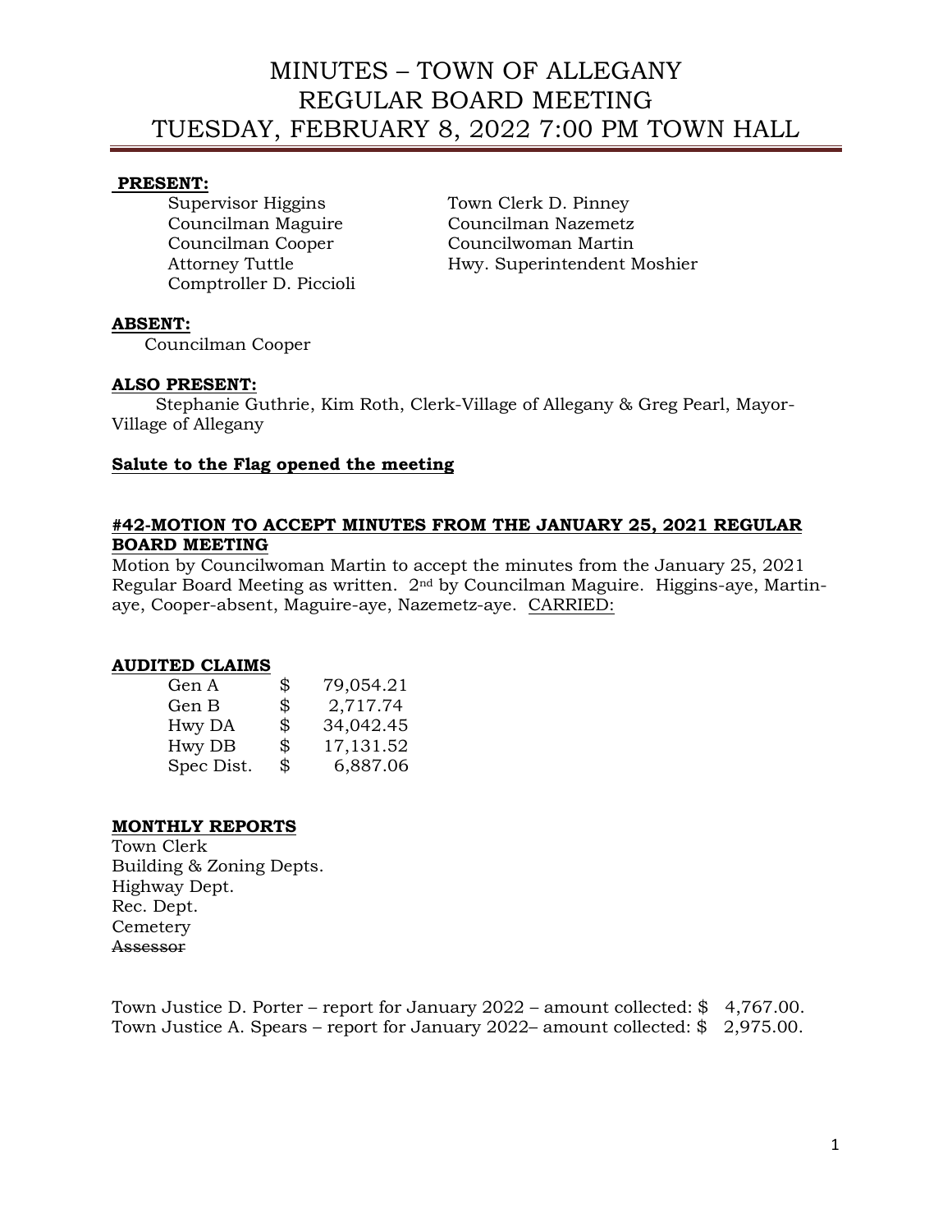# MINUTES – TOWN OF ALLEGANY
# REGULAR BOARD MEETING
# TUESDAY, FEBRUARY 8, 2022 7:00 PM TOWN HALL

**PRESENT:**

Supervisor Higgins
Councilman Maguire
Councilman Cooper
Attorney Tuttle
Comptroller D. Piccioli
Town Clerk D. Pinney
Councilman Nazemetz
Councilwoman Martin
Hwy. Superintendent Moshier

**ABSENT:**

Councilman Cooper

**ALSO PRESENT:**

Stephanie Guthrie, Kim Roth, Clerk-Village of Allegany & Greg Pearl, Mayor-Village of Allegany

**Salute to the Flag opened the meeting**

**#42-MOTION TO ACCEPT MINUTES FROM THE JANUARY 25, 2021 REGULAR BOARD MEETING**

Motion by Councilwoman Martin to accept the minutes from the January 25, 2021 Regular Board Meeting as written. 2nd by Councilman Maguire. Higgins-aye, Martin-aye, Cooper-absent, Maguire-aye, Nazemetz-aye. CARRIED:

**AUDITED CLAIMS**

| | | |
|---|---|---|
| Gen A | $ | 79,054.21 |
| Gen B | $ | 2,717.74 |
| Hwy DA | $ | 34,042.45 |
| Hwy DB | $ | 17,131.52 |
| Spec Dist. | $ | 6,887.06 |

**MONTHLY REPORTS**

Town Clerk
Building & Zoning Depts.
Highway Dept.
Rec. Dept.
Cemetery
~~Assessor~~

Town Justice D. Porter – report for January 2022 – amount collected: $ 4,767.00.
Town Justice A. Spears – report for January 2022– amount collected: $ 2,975.00.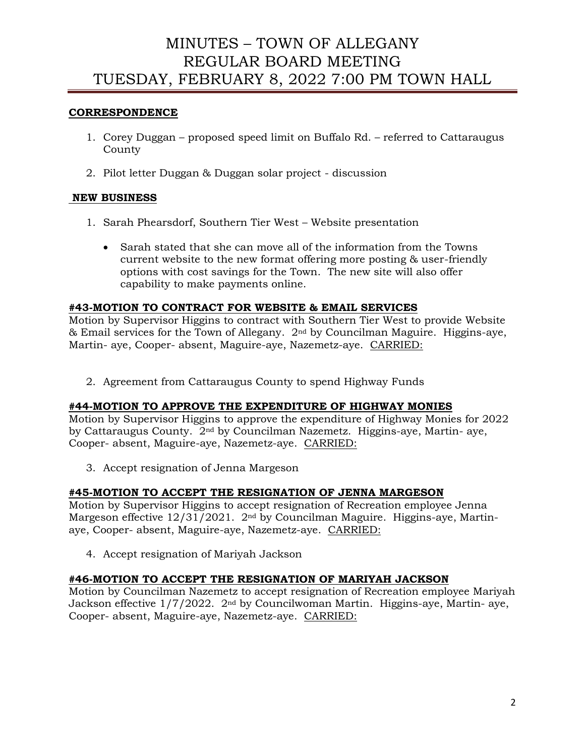# MINUTES – TOWN OF ALLEGANY REGULAR BOARD MEETING TUESDAY, FEBRUARY 8, 2022 7:00 PM TOWN HALL

**CORRESPONDENCE**

1. Corey Duggan – proposed speed limit on Buffalo Rd. – referred to Cattaraugus County

2. Pilot letter Duggan & Duggan solar project - discussion

**NEW BUSINESS**

1. Sarah Phearsdorf, Southern Tier West – Website presentation

   - Sarah stated that she can move all of the information from the Towns current website to the new format offering more posting & user-friendly options with cost savings for the Town. The new site will also offer capability to make payments online.

**#43-MOTION TO CONTRACT FOR WEBSITE & EMAIL SERVICES**

Motion by Supervisor Higgins to contract with Southern Tier West to provide Website & Email services for the Town of Allegany. 2nd by Councilman Maguire. Higgins-aye, Martin- aye, Cooper- absent, Maguire-aye, Nazemetz-aye. CARRIED:

2. Agreement from Cattaraugus County to spend Highway Funds

**#44-MOTION TO APPROVE THE EXPENDITURE OF HIGHWAY MONIES**

Motion by Supervisor Higgins to approve the expenditure of Highway Monies for 2022 by Cattaraugus County. 2nd by Councilman Nazemetz. Higgins-aye, Martin- aye, Cooper- absent, Maguire-aye, Nazemetz-aye. CARRIED:

3. Accept resignation of Jenna Margeson

**#45-MOTION TO ACCEPT THE RESIGNATION OF JENNA MARGESON**

Motion by Supervisor Higgins to accept resignation of Recreation employee Jenna Margeson effective 12/31/2021. 2nd by Councilman Maguire. Higgins-aye, Martin-aye, Cooper- absent, Maguire-aye, Nazemetz-aye. CARRIED:

4. Accept resignation of Mariyah Jackson

**#46-MOTION TO ACCEPT THE RESIGNATION OF MARIYAH JACKSON**

Motion by Councilman Nazemetz to accept resignation of Recreation employee Mariyah Jackson effective 1/7/2022. 2nd by Councilwoman Martin. Higgins-aye, Martin- aye, Cooper- absent, Maguire-aye, Nazemetz-aye. CARRIED: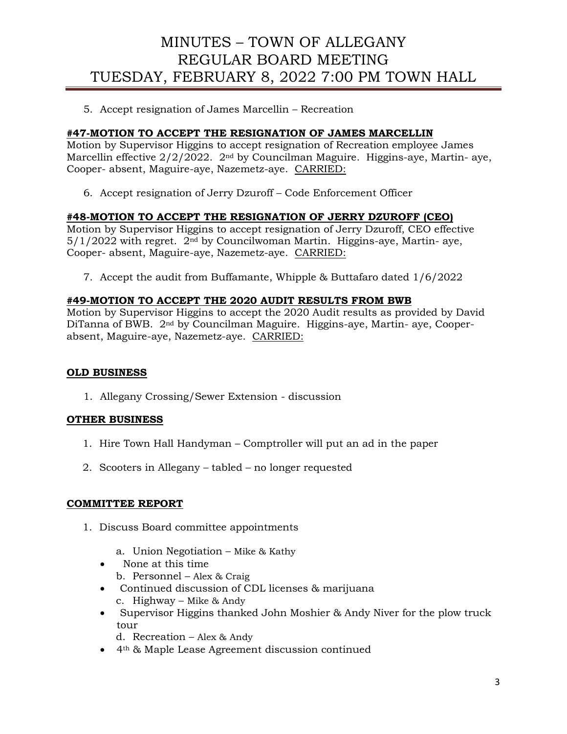5. Accept resignation of James Marcellin – Recreation

**#47-MOTION TO ACCEPT THE RESIGNATION OF JAMES MARCELLIN**

Motion by Supervisor Higgins to accept resignation of Recreation employee James Marcellin effective 2/2/2022. 2nd by Councilman Maguire. Higgins-aye, Martin- aye, Cooper- absent, Maguire-aye, Nazemetz-aye. CARRIED:

6. Accept resignation of Jerry Dzuroff – Code Enforcement Officer

**#48-MOTION TO ACCEPT THE RESIGNATION OF JERRY DZUROFF (CEO)**

Motion by Supervisor Higgins to accept resignation of Jerry Dzuroff, CEO effective 5/1/2022 with regret. 2nd by Councilwoman Martin. Higgins-aye, Martin- aye, Cooper- absent, Maguire-aye, Nazemetz-aye. CARRIED:

7. Accept the audit from Buffamante, Whipple & Buttafaro dated 1/6/2022

**#49-MOTION TO ACCEPT THE 2020 AUDIT RESULTS FROM BWB**

Motion by Supervisor Higgins to accept the 2020 Audit results as provided by David DiTanna of BWB. 2nd by Councilman Maguire. Higgins-aye, Martin- aye, Cooper-absent, Maguire-aye, Nazemetz-aye. CARRIED:

**OLD BUSINESS**

1. Allegany Crossing/Sewer Extension - discussion

**OTHER BUSINESS**

1. Hire Town Hall Handyman – Comptroller will put an ad in the paper
2. Scooters in Allegany – tabled – no longer requested

**COMMITTEE REPORT**

1. Discuss Board committee appointments
   a. Union Negotiation – Mike & Kathy
   - None at this time

   b. Personnel – Alex & Craig
   - Continued discussion of CDL licenses & marijuana

   c. Highway – Mike & Andy
   - Supervisor Higgins thanked John Moshier & Andy Niver for the plow truck tour

   d. Recreation – Alex & Andy
   - 4th & Maple Lease Agreement discussion continued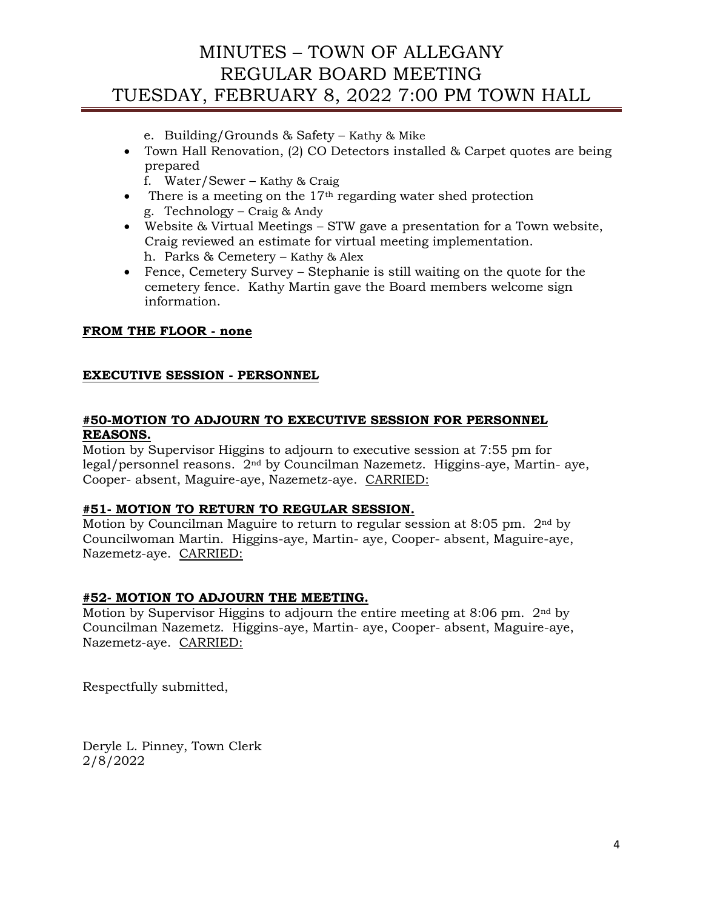e. Building/Grounds & Safety – Kathy & Mike

- Town Hall Renovation, (2) CO Detectors installed & Carpet quotes are being prepared

f. Water/Sewer – Kathy & Craig

- There is a meeting on the 17th regarding water shed protection

g. Technology – Craig & Andy

- Website & Virtual Meetings – STW gave a presentation for a Town website, Craig reviewed an estimate for virtual meeting implementation.

h. Parks & Cemetery – Kathy & Alex

- Fence, Cemetery Survey – Stephanie is still waiting on the quote for the cemetery fence. Kathy Martin gave the Board members welcome sign information.

**FROM THE FLOOR - none**

**EXECUTIVE SESSION - PERSONNEL**

**#50-MOTION TO ADJOURN TO EXECUTIVE SESSION FOR PERSONNEL REASONS.**

Motion by Supervisor Higgins to adjourn to executive session at 7:55 pm for legal/personnel reasons. 2nd by Councilman Nazemetz. Higgins-aye, Martin- aye, Cooper- absent, Maguire-aye, Nazemetz-aye. CARRIED:

**#51- MOTION TO RETURN TO REGULAR SESSION.**

Motion by Councilman Maguire to return to regular session at 8:05 pm. 2nd by Councilwoman Martin. Higgins-aye, Martin- aye, Cooper- absent, Maguire-aye, Nazemetz-aye. CARRIED:

**#52- MOTION TO ADJOURN THE MEETING.**

Motion by Supervisor Higgins to adjourn the entire meeting at 8:06 pm. 2nd by Councilman Nazemetz. Higgins-aye, Martin- aye, Cooper- absent, Maguire-aye, Nazemetz-aye. CARRIED:

Respectfully submitted,

Deryle L. Pinney, Town Clerk
2/8/2022